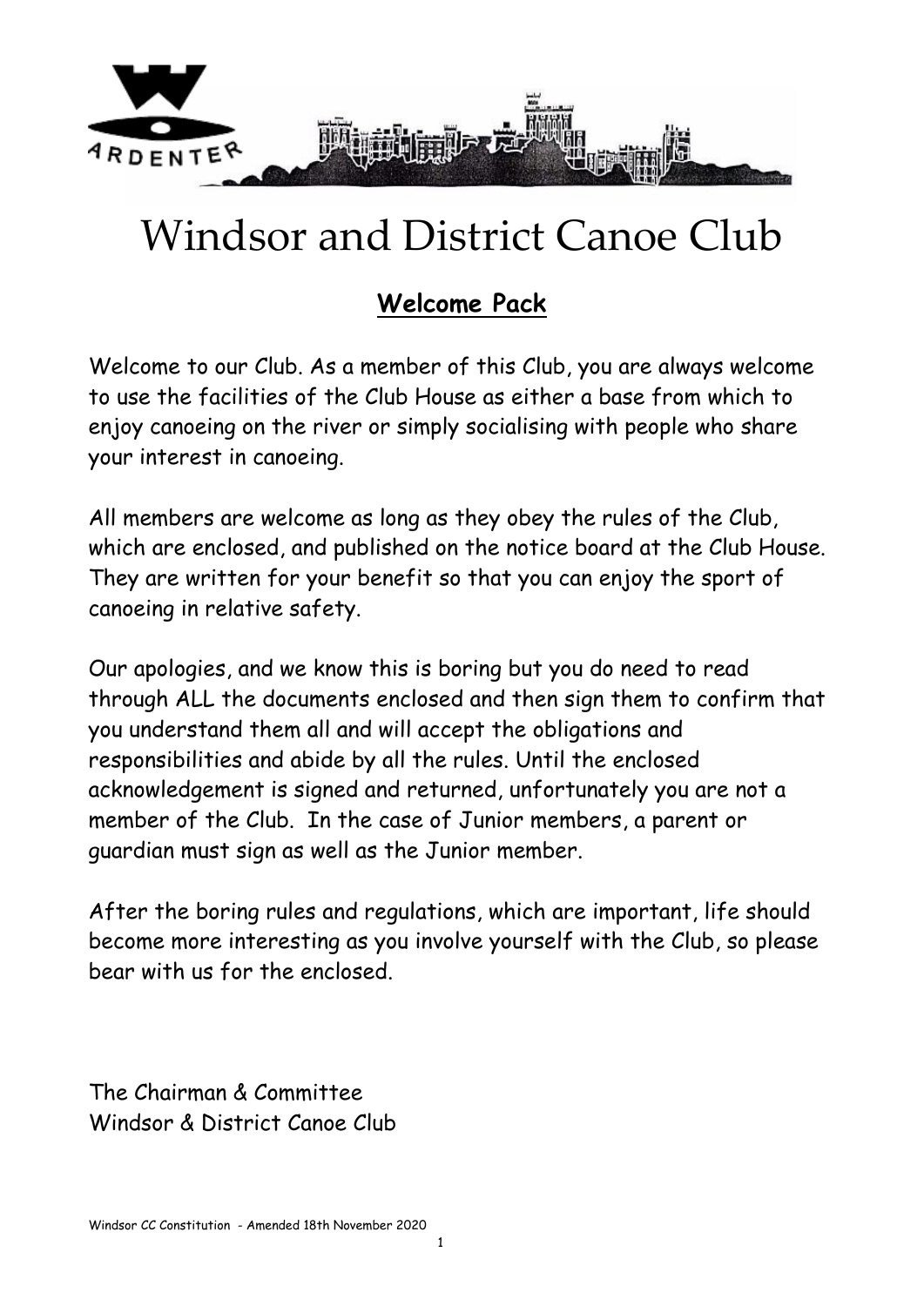# Windsor and District Canoe Club

## **Welcome Pack**

Welcome to our Club. As a member of this Club, you are always welcome to use the facilities of the Club House as either a base from which to enjoy canoeing on the river or simply socialising with people who share your interest in canoeing.

All members are welcome as long as they obey the rules of the Club, which are enclosed, and published on the notice board at the Club House. They are written for your benefit so that you can enjoy the sport of canoeing in relative safety.

Our apologies, and we know this is boring but you do need to read through ALL the documents enclosed and then sign them to confirm that you understand them all and will accept the obligations and responsibilities and abide by all the rules. Until the enclosed acknowledgement is signed and returned, unfortunately you are not a member of the Club. In the case of Junior members, a parent or guardian must sign as well as the Junior member.

After the boring rules and regulations, which are important, life should become more interesting as you involve yourself with the Club, so please bear with us for the enclosed.

The Chairman & Committee
Windsor & District Canoe Club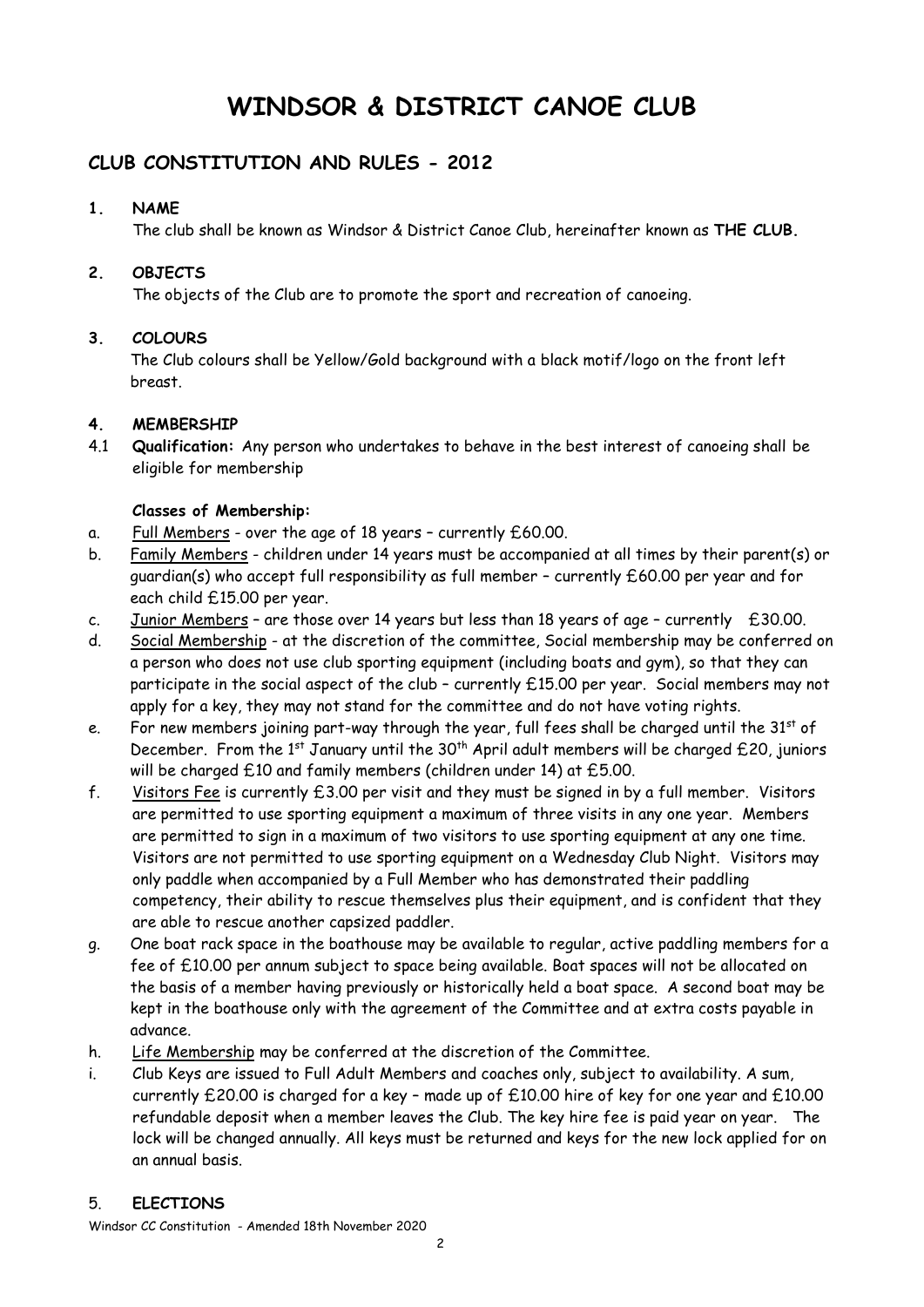# WINDSOR & DISTRICT CANOE CLUB

## CLUB CONSTITUTION AND RULES - 2012

### 1. NAME

The club shall be known as Windsor & District Canoe Club, hereinafter known as **THE CLUB.**

### 2. OBJECTS

The objects of the Club are to promote the sport and recreation of canoeing.

### 3. COLOURS

The Club colours shall be Yellow/Gold background with a black motif/logo on the front left breast.

### 4. MEMBERSHIP

4.1 **Qualification:** Any person who undertakes to behave in the best interest of canoeing shall be eligible for membership

**Classes of Membership:**

a. Full Members - over the age of 18 years – currently £60.00.

b. Family Members - children under 14 years must be accompanied at all times by their parent(s) or guardian(s) who accept full responsibility as full member – currently £60.00 per year and for each child £15.00 per year.

c. Junior Members – are those over 14 years but less than 18 years of age – currently £30.00.

d. Social Membership - at the discretion of the committee, Social membership may be conferred on a person who does not use club sporting equipment (including boats and gym), so that they can participate in the social aspect of the club – currently £15.00 per year. Social members may not apply for a key, they may not stand for the committee and do not have voting rights.

e. For new members joining part-way through the year, full fees shall be charged until the 31st of December. From the 1st January until the 30th April adult members will be charged £20, juniors will be charged £10 and family members (children under 14) at £5.00.

f. Visitors Fee is currently £3.00 per visit and they must be signed in by a full member. Visitors are permitted to use sporting equipment a maximum of three visits in any one year. Members are permitted to sign in a maximum of two visitors to use sporting equipment at any one time. Visitors are not permitted to use sporting equipment on a Wednesday Club Night. Visitors may only paddle when accompanied by a Full Member who has demonstrated their paddling competency, their ability to rescue themselves plus their equipment, and is confident that they are able to rescue another capsized paddler.

g. One boat rack space in the boathouse may be available to regular, active paddling members for a fee of £10.00 per annum subject to space being available. Boat spaces will not be allocated on the basis of a member having previously or historically held a boat space. A second boat may be kept in the boathouse only with the agreement of the Committee and at extra costs payable in advance.

h. Life Membership may be conferred at the discretion of the Committee.

i. Club Keys are issued to Full Adult Members and coaches only, subject to availability. A sum, currently £20.00 is charged for a key – made up of £10.00 hire of key for one year and £10.00 refundable deposit when a member leaves the Club. The key hire fee is paid year on year. The lock will be changed annually. All keys must be returned and keys for the new lock applied for on an annual basis.

### 5. ELECTIONS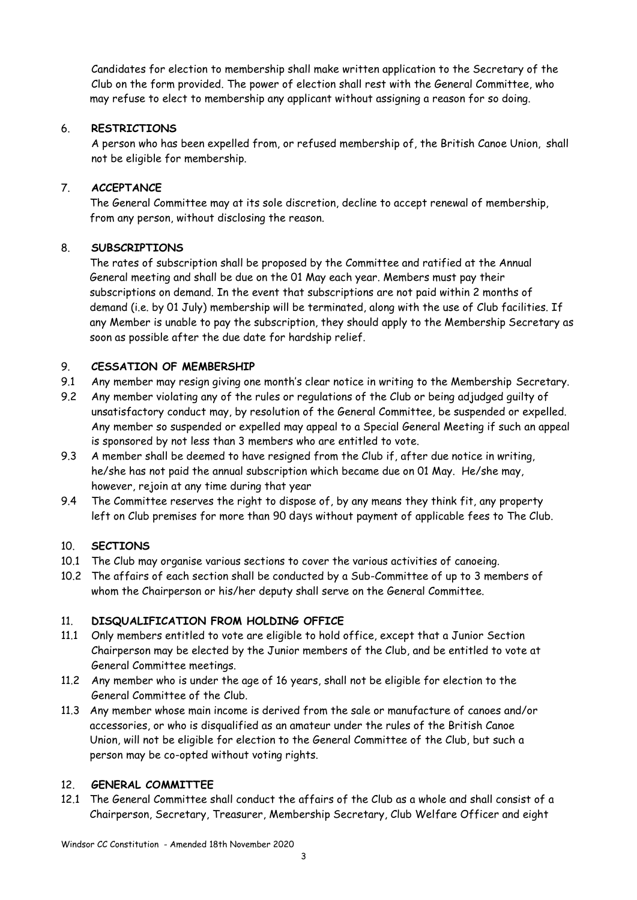Candidates for election to membership shall make written application to the Secretary of the Club on the form provided. The power of election shall rest with the General Committee, who may refuse to elect to membership any applicant without assigning a reason for so doing.

## 6. RESTRICTIONS

A person who has been expelled from, or refused membership of, the British Canoe Union, shall not be eligible for membership.

## 7. ACCEPTANCE

The General Committee may at its sole discretion, decline to accept renewal of membership, from any person, without disclosing the reason.

## 8. SUBSCRIPTIONS

The rates of subscription shall be proposed by the Committee and ratified at the Annual General meeting and shall be due on the 01 May each year. Members must pay their subscriptions on demand. In the event that subscriptions are not paid within 2 months of demand (i.e. by 01 July) membership will be terminated, along with the use of Club facilities. If any Member is unable to pay the subscription, they should apply to the Membership Secretary as soon as possible after the due date for hardship relief.

## 9. CESSATION OF MEMBERSHIP

9.1 Any member may resign giving one month's clear notice in writing to the Membership Secretary.

9.2 Any member violating any of the rules or regulations of the Club or being adjudged guilty of unsatisfactory conduct may, by resolution of the General Committee, be suspended or expelled. Any member so suspended or expelled may appeal to a Special General Meeting if such an appeal is sponsored by not less than 3 members who are entitled to vote.

9.3 A member shall be deemed to have resigned from the Club if, after due notice in writing, he/she has not paid the annual subscription which became due on 01 May. He/she may, however, rejoin at any time during that year

9.4 The Committee reserves the right to dispose of, by any means they think fit, any property left on Club premises for more than 90 days without payment of applicable fees to The Club.

## 10. SECTIONS

10.1 The Club may organise various sections to cover the various activities of canoeing.

10.2 The affairs of each section shall be conducted by a Sub-Committee of up to 3 members of whom the Chairperson or his/her deputy shall serve on the General Committee.

## 11. DISQUALIFICATION FROM HOLDING OFFICE

11.1 Only members entitled to vote are eligible to hold office, except that a Junior Section Chairperson may be elected by the Junior members of the Club, and be entitled to vote at General Committee meetings.

11.2 Any member who is under the age of 16 years, shall not be eligible for election to the General Committee of the Club.

11.3 Any member whose main income is derived from the sale or manufacture of canoes and/or accessories, or who is disqualified as an amateur under the rules of the British Canoe Union, will not be eligible for election to the General Committee of the Club, but such a person may be co-opted without voting rights.

## 12. GENERAL COMMITTEE

12.1 The General Committee shall conduct the affairs of the Club as a whole and shall consist of a Chairperson, Secretary, Treasurer, Membership Secretary, Club Welfare Officer and eight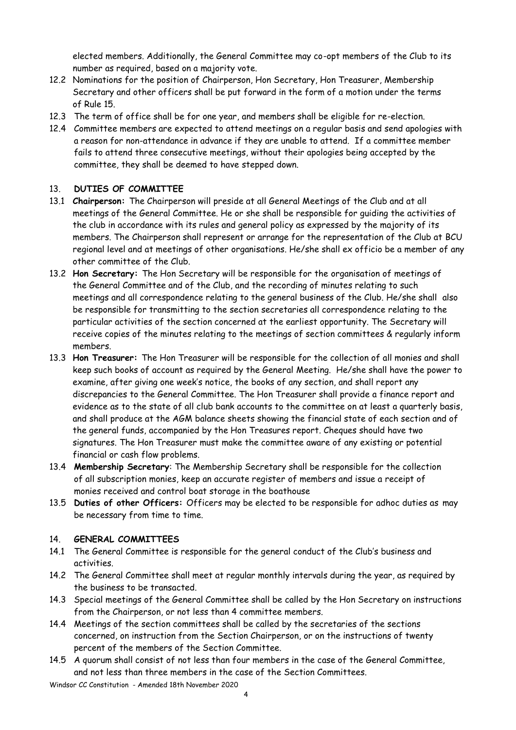elected members. Additionally, the General Committee may co-opt members of the Club to its number as required, based on a majority vote.

12.2 Nominations for the position of Chairperson, Hon Secretary, Hon Treasurer, Membership Secretary and other officers shall be put forward in the form of a motion under the terms of Rule 15.

12.3 The term of office shall be for one year, and members shall be eligible for re-election.

12.4 Committee members are expected to attend meetings on a regular basis and send apologies with a reason for non-attendance in advance if they are unable to attend. If a committee member fails to attend three consecutive meetings, without their apologies being accepted by the committee, they shall be deemed to have stepped down.

## 13. DUTIES OF COMMITTEE

13.1 **Chairperson:** The Chairperson will preside at all General Meetings of the Club and at all meetings of the General Committee. He or she shall be responsible for guiding the activities of the club in accordance with its rules and general policy as expressed by the majority of its members. The Chairperson shall represent or arrange for the representation of the Club at BCU regional level and at meetings of other organisations. He/she shall ex officio be a member of any other committee of the Club.

13.2 **Hon Secretary:** The Hon Secretary will be responsible for the organisation of meetings of the General Committee and of the Club, and the recording of minutes relating to such meetings and all correspondence relating to the general business of the Club. He/she shall also be responsible for transmitting to the section secretaries all correspondence relating to the particular activities of the section concerned at the earliest opportunity. The Secretary will receive copies of the minutes relating to the meetings of section committees & regularly inform members.

13.3 **Hon Treasurer:** The Hon Treasurer will be responsible for the collection of all monies and shall keep such books of account as required by the General Meeting. He/she shall have the power to examine, after giving one week's notice, the books of any section, and shall report any discrepancies to the General Committee. The Hon Treasurer shall provide a finance report and evidence as to the state of all club bank accounts to the committee on at least a quarterly basis, and shall produce at the AGM balance sheets showing the financial state of each section and of the general funds, accompanied by the Hon Treasures report. Cheques should have two signatures. The Hon Treasurer must make the committee aware of any existing or potential financial or cash flow problems.

13.4 **Membership Secretary**: The Membership Secretary shall be responsible for the collection of all subscription monies, keep an accurate register of members and issue a receipt of monies received and control boat storage in the boathouse

13.5 **Duties of other Officers:** Officers may be elected to be responsible for adhoc duties as may be necessary from time to time.

## 14. GENERAL COMMITTEES

14.1 The General Committee is responsible for the general conduct of the Club's business and activities.

14.2 The General Committee shall meet at regular monthly intervals during the year, as required by the business to be transacted.

14.3 Special meetings of the General Committee shall be called by the Hon Secretary on instructions from the Chairperson, or not less than 4 committee members.

14.4 Meetings of the section committees shall be called by the secretaries of the sections concerned, on instruction from the Section Chairperson, or on the instructions of twenty percent of the members of the Section Committee.

14.5 A quorum shall consist of not less than four members in the case of the General Committee, and not less than three members in the case of the Section Committees.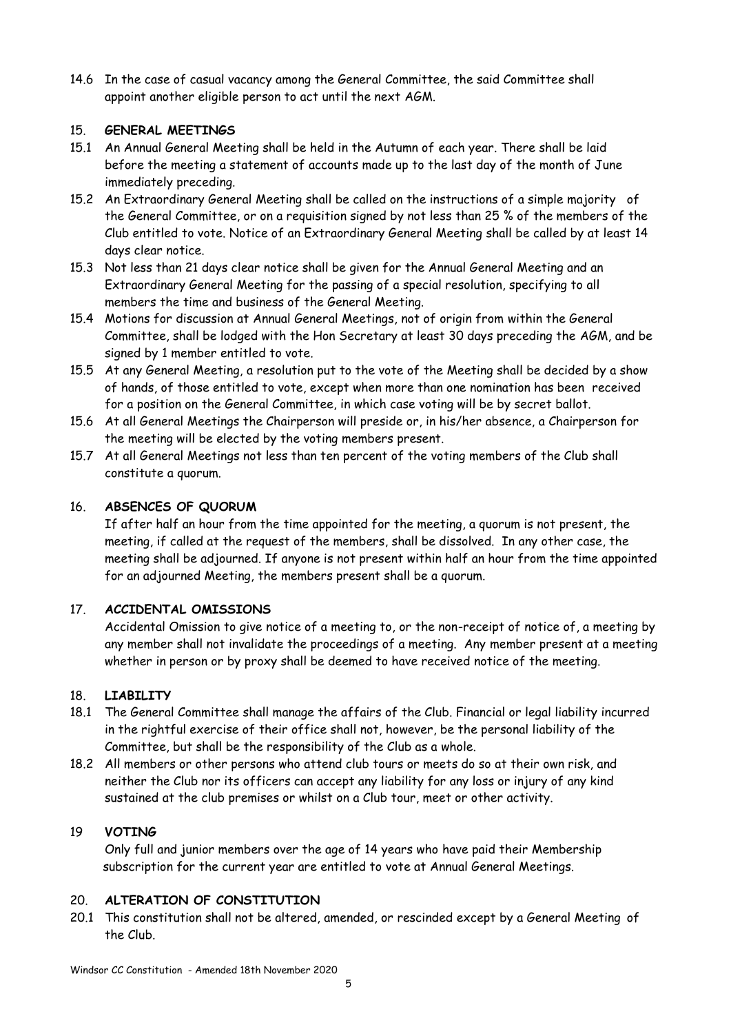14.6 In the case of casual vacancy among the General Committee, the said Committee shall appoint another eligible person to act until the next AGM.

## 15. GENERAL MEETINGS

15.1 An Annual General Meeting shall be held in the Autumn of each year. There shall be laid before the meeting a statement of accounts made up to the last day of the month of June immediately preceding.

15.2 An Extraordinary General Meeting shall be called on the instructions of a simple majority of the General Committee, or on a requisition signed by not less than 25 % of the members of the Club entitled to vote. Notice of an Extraordinary General Meeting shall be called by at least 14 days clear notice.

15.3 Not less than 21 days clear notice shall be given for the Annual General Meeting and an Extraordinary General Meeting for the passing of a special resolution, specifying to all members the time and business of the General Meeting.

15.4 Motions for discussion at Annual General Meetings, not of origin from within the General Committee, shall be lodged with the Hon Secretary at least 30 days preceding the AGM, and be signed by 1 member entitled to vote.

15.5 At any General Meeting, a resolution put to the vote of the Meeting shall be decided by a show of hands, of those entitled to vote, except when more than one nomination has been received for a position on the General Committee, in which case voting will be by secret ballot.

15.6 At all General Meetings the Chairperson will preside or, in his/her absence, a Chairperson for the meeting will be elected by the voting members present.

15.7 At all General Meetings not less than ten percent of the voting members of the Club shall constitute a quorum.

## 16. ABSENCES OF QUORUM

If after half an hour from the time appointed for the meeting, a quorum is not present, the meeting, if called at the request of the members, shall be dissolved. In any other case, the meeting shall be adjourned. If anyone is not present within half an hour from the time appointed for an adjourned Meeting, the members present shall be a quorum.

## 17. ACCIDENTAL OMISSIONS

Accidental Omission to give notice of a meeting to, or the non-receipt of notice of, a meeting by any member shall not invalidate the proceedings of a meeting. Any member present at a meeting whether in person or by proxy shall be deemed to have received notice of the meeting.

## 18. LIABILITY

18.1 The General Committee shall manage the affairs of the Club. Financial or legal liability incurred in the rightful exercise of their office shall not, however, be the personal liability of the Committee, but shall be the responsibility of the Club as a whole.

18.2 All members or other persons who attend club tours or meets do so at their own risk, and neither the Club nor its officers can accept any liability for any loss or injury of any kind sustained at the club premises or whilst on a Club tour, meet or other activity.

## 19 VOTING

Only full and junior members over the age of 14 years who have paid their Membership subscription for the current year are entitled to vote at Annual General Meetings.

## 20. ALTERATION OF CONSTITUTION

20.1 This constitution shall not be altered, amended, or rescinded except by a General Meeting of the Club.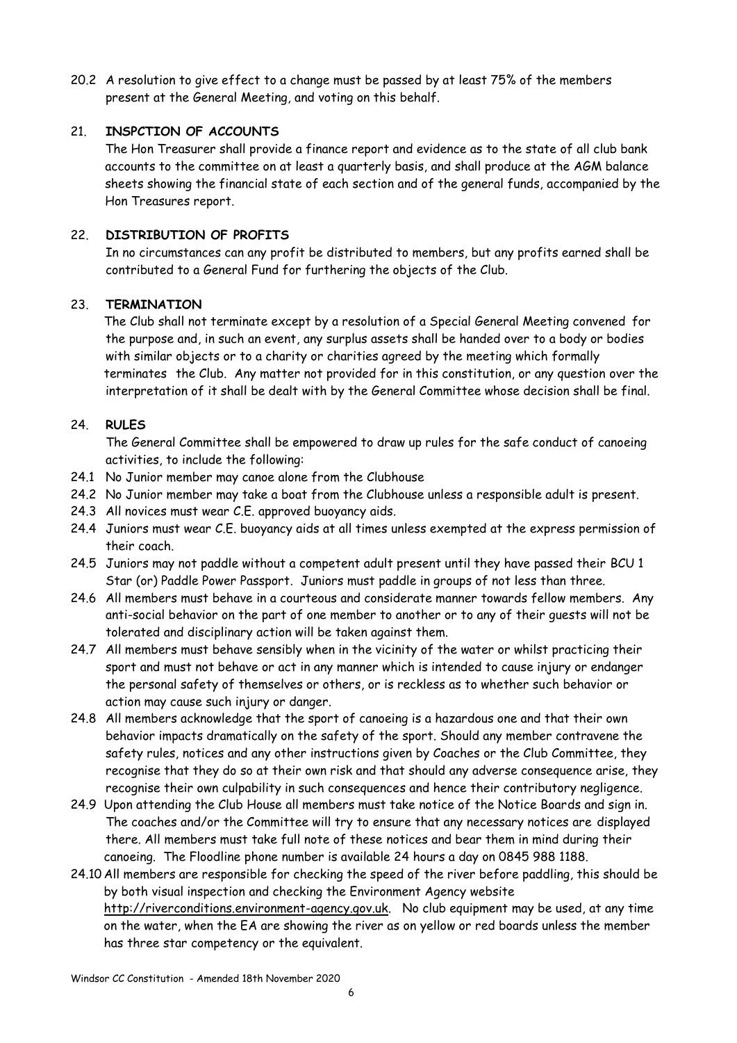20.2 A resolution to give effect to a change must be passed by at least 75% of the members present at the General Meeting, and voting on this behalf.

## 21. INSPCTION OF ACCOUNTS

The Hon Treasurer shall provide a finance report and evidence as to the state of all club bank accounts to the committee on at least a quarterly basis, and shall produce at the AGM balance sheets showing the financial state of each section and of the general funds, accompanied by the Hon Treasures report.

## 22. DISTRIBUTION OF PROFITS

In no circumstances can any profit be distributed to members, but any profits earned shall be contributed to a General Fund for furthering the objects of the Club.

## 23. TERMINATION

The Club shall not terminate except by a resolution of a Special General Meeting convened for the purpose and, in such an event, any surplus assets shall be handed over to a body or bodies with similar objects or to a charity or charities agreed by the meeting which formally terminates the Club. Any matter not provided for in this constitution, or any question over the interpretation of it shall be dealt with by the General Committee whose decision shall be final.

## 24. RULES

The General Committee shall be empowered to draw up rules for the safe conduct of canoeing activities, to include the following:

24.1 No Junior member may canoe alone from the Clubhouse

24.2 No Junior member may take a boat from the Clubhouse unless a responsible adult is present.

24.3 All novices must wear C.E. approved buoyancy aids.

24.4 Juniors must wear C.E. buoyancy aids at all times unless exempted at the express permission of their coach.

24.5 Juniors may not paddle without a competent adult present until they have passed their BCU 1 Star (or) Paddle Power Passport. Juniors must paddle in groups of not less than three.

24.6 All members must behave in a courteous and considerate manner towards fellow members. Any anti-social behavior on the part of one member to another or to any of their guests will not be tolerated and disciplinary action will be taken against them.

24.7 All members must behave sensibly when in the vicinity of the water or whilst practicing their sport and must not behave or act in any manner which is intended to cause injury or endanger the personal safety of themselves or others, or is reckless as to whether such behavior or action may cause such injury or danger.

24.8 All members acknowledge that the sport of canoeing is a hazardous one and that their own behavior impacts dramatically on the safety of the sport. Should any member contravene the safety rules, notices and any other instructions given by Coaches or the Club Committee, they recognise that they do so at their own risk and that should any adverse consequence arise, they recognise their own culpability in such consequences and hence their contributory negligence.

24.9 Upon attending the Club House all members must take notice of the Notice Boards and sign in. The coaches and/or the Committee will try to ensure that any necessary notices are displayed there. All members must take full note of these notices and bear them in mind during their canoeing. The Floodline phone number is available 24 hours a day on 0845 988 1188.

24.10 All members are responsible for checking the speed of the river before paddling, this should be by both visual inspection and checking the Environment Agency website http://riverconditions.environment-agency.gov.uk. No club equipment may be used, at any time on the water, when the EA are showing the river as on yellow or red boards unless the member has three star competency or the equivalent.

Windsor CC Constitution - Amended 18th November 2020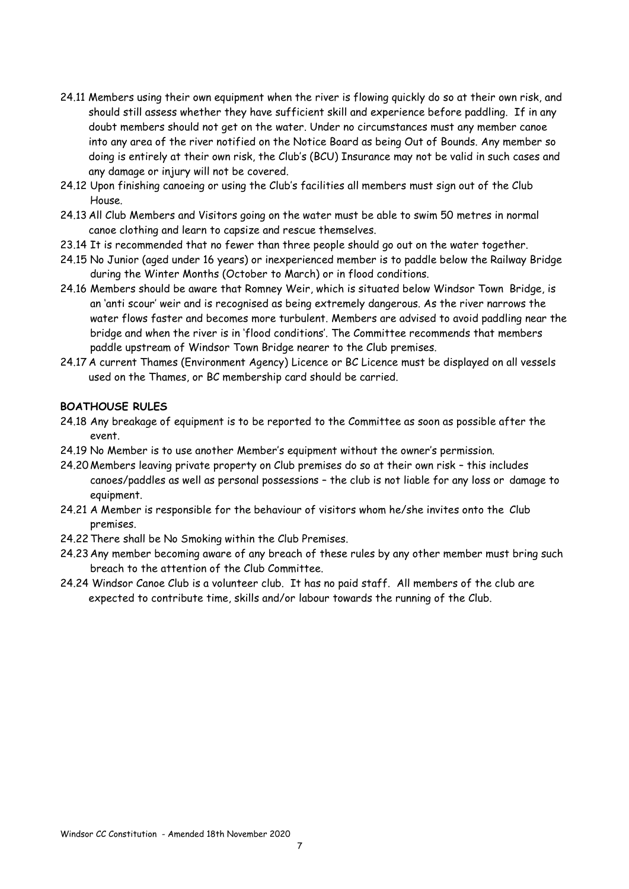24.11 Members using their own equipment when the river is flowing quickly do so at their own risk, and should still assess whether they have sufficient skill and experience before paddling. If in any doubt members should not get on the water. Under no circumstances must any member canoe into any area of the river notified on the Notice Board as being Out of Bounds. Any member so doing is entirely at their own risk, the Club's (BCU) Insurance may not be valid in such cases and any damage or injury will not be covered.

24.12 Upon finishing canoeing or using the Club's facilities all members must sign out of the Club House.

24.13 All Club Members and Visitors going on the water must be able to swim 50 metres in normal canoe clothing and learn to capsize and rescue themselves.

23.14 It is recommended that no fewer than three people should go out on the water together.

24.15 No Junior (aged under 16 years) or inexperienced member is to paddle below the Railway Bridge during the Winter Months (October to March) or in flood conditions.

24.16 Members should be aware that Romney Weir, which is situated below Windsor Town Bridge, is an 'anti scour' weir and is recognised as being extremely dangerous. As the river narrows the water flows faster and becomes more turbulent. Members are advised to avoid paddling near the bridge and when the river is in 'flood conditions'. The Committee recommends that members paddle upstream of Windsor Town Bridge nearer to the Club premises.

24.17 A current Thames (Environment Agency) Licence or BC Licence must be displayed on all vessels used on the Thames, or BC membership card should be carried.

**BOATHOUSE RULES**

24.18 Any breakage of equipment is to be reported to the Committee as soon as possible after the event.

24.19 No Member is to use another Member's equipment without the owner's permission.

24.20 Members leaving private property on Club premises do so at their own risk – this includes canoes/paddles as well as personal possessions – the club is not liable for any loss or damage to equipment.

24.21 A Member is responsible for the behaviour of visitors whom he/she invites onto the Club premises.

24.22 There shall be No Smoking within the Club Premises.

24.23 Any member becoming aware of any breach of these rules by any other member must bring such breach to the attention of the Club Committee.

24.24 Windsor Canoe Club is a volunteer club. It has no paid staff. All members of the club are expected to contribute time, skills and/or labour towards the running of the Club.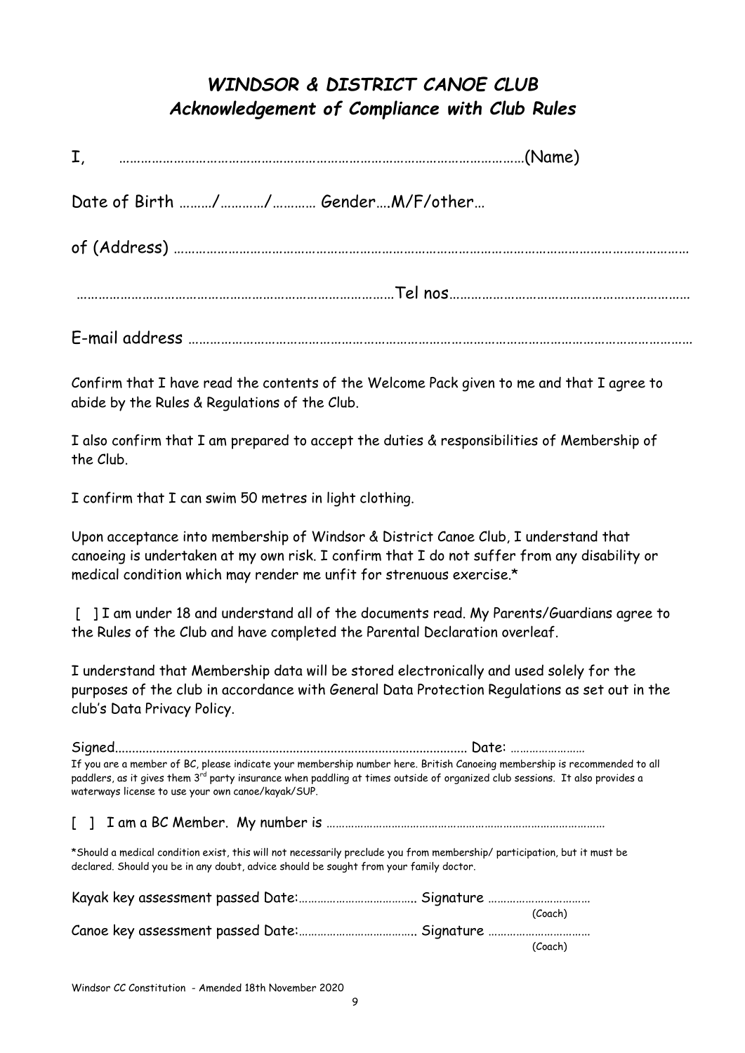# *WINDSOR & DISTRICT CANOE CLUB*
## *Acknowledgement of Compliance with Club Rules*

I, ………………………………………………………………………………………………(Name)

Date of Birth ………/…………/………… Gender….M/F/other…

of (Address) ………………………………………………………………………………………………………………………

…………………………………………………………………………Tel nos…………………………………………………………

E-mail address ……………………………………………………………………………………………………………………

Confirm that I have read the contents of the Welcome Pack given to me and that I agree to abide by the Rules & Regulations of the Club.

I also confirm that I am prepared to accept the duties & responsibilities of Membership of the Club.

I confirm that I can swim 50 metres in light clothing.

Upon acceptance into membership of Windsor & District Canoe Club, I understand that canoeing is undertaken at my own risk. I confirm that I do not suffer from any disability or medical condition which may render me unfit for strenuous exercise.*

[ ] I am under 18 and understand all of the documents read. My Parents/Guardians agree to the Rules of the Club and have completed the Parental Declaration overleaf.

I understand that Membership data will be stored electronically and used solely for the purposes of the club in accordance with General Data Protection Regulations as set out in the club's Data Privacy Policy.

Signed...................................................................................................... Date: ……………………

If you are a member of BC, please indicate your membership number here. British Canoeing membership is recommended to all paddlers, as it gives them 3rd party insurance when paddling at times outside of organized club sessions. It also provides a waterways license to use your own canoe/kayak/SUP.

[ ] I am a BC Member. My number is ………………………………………………………………………………

*Should a medical condition exist, this will not necessarily preclude you from membership/ participation, but it must be declared. Should you be in any doubt, advice should be sought from your family doctor.

Kayak key assessment passed Date:……………………………….. Signature ……………………………
(Coach)

Canoe key assessment passed Date:……………………………….. Signature ……………………………
(Coach)

Windsor CC Constitution - Amended 18th November 2020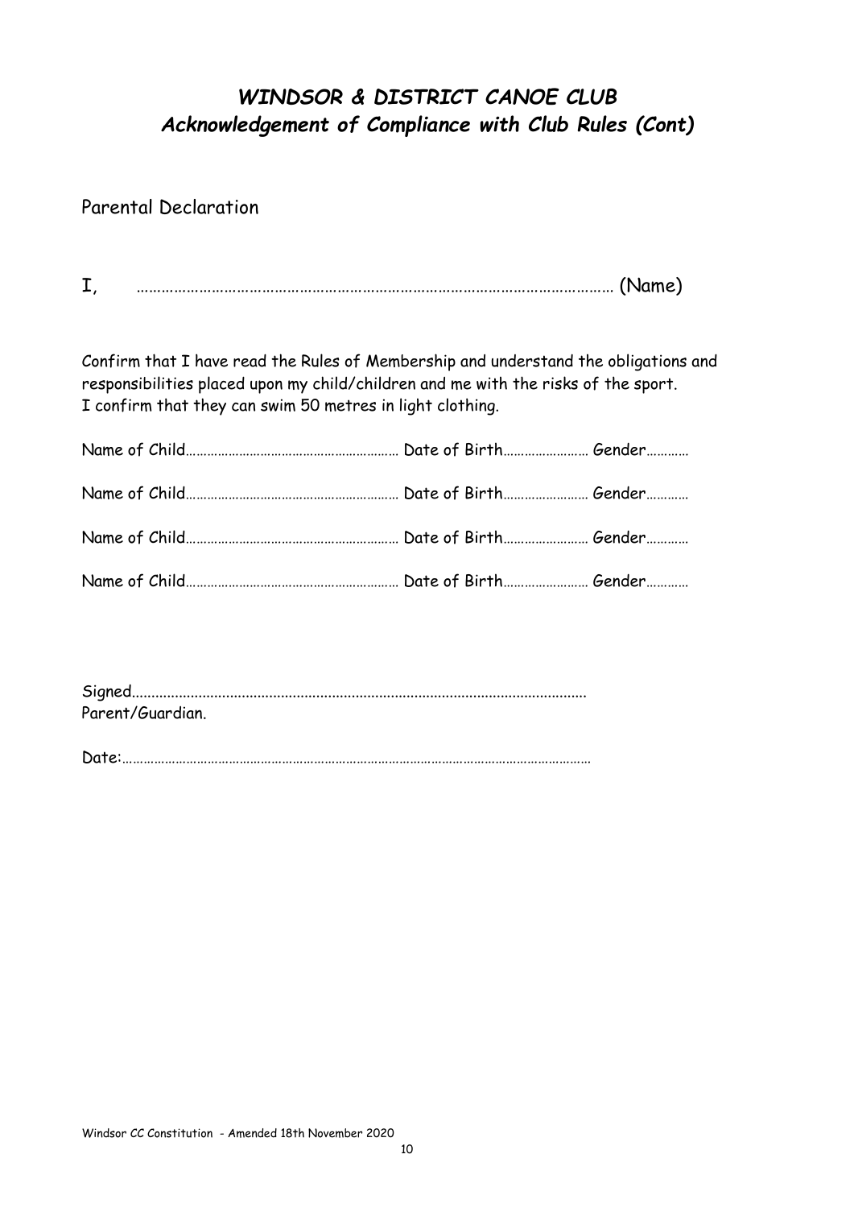# *WINDSOR & DISTRICT CANOE CLUB*
## *Acknowledgement of Compliance with Club Rules (Cont)*

Parental Declaration

I, ……………………………………………………………………………………………………… (Name)

Confirm that I have read the Rules of Membership and understand the obligations and responsibilities placed upon my child/children and me with the risks of the sport.
I confirm that they can swim 50 metres in light clothing.

Name of Child…………………………………………………… Date of Birth…………………… Gender…………

Name of Child…………………………………………………… Date of Birth…………………… Gender…………

Name of Child…………………………………………………… Date of Birth…………………… Gender…………

Name of Child…………………………………………………… Date of Birth…………………… Gender…………

Signed…………………………………………………………………………………………………
Parent/Guardian.

Date:……………………………………………………………………………………………………………

Windsor CC Constitution - Amended 18th November 2020